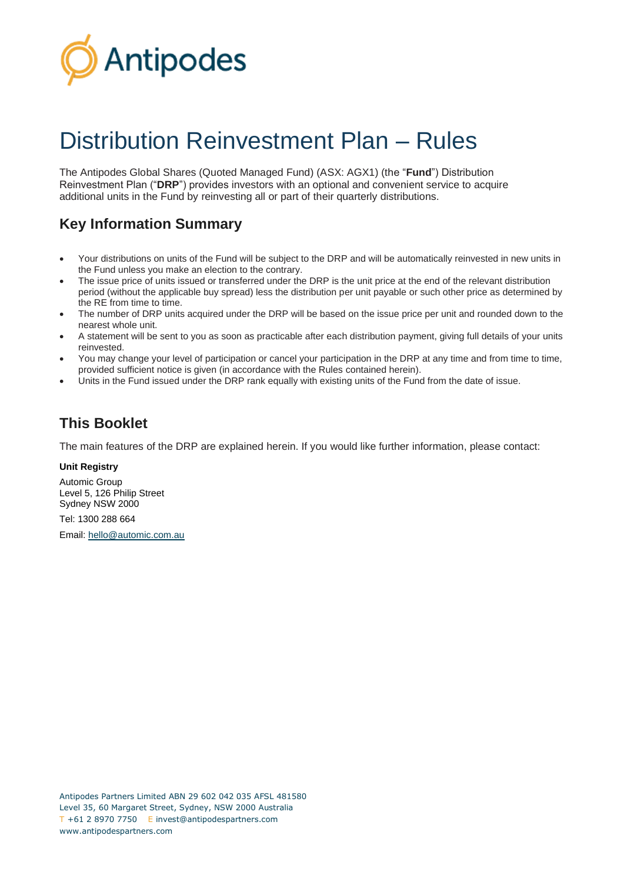Antipodes

# Distribution Reinvestment Plan – Rules

The Antipodes Global Shares (Quoted Managed Fund) (ASX: AGX1) (the "**Fund**") Distribution Reinvestment Plan ("**DRP**") provides investors with an optional and convenient service to acquire additional units in the Fund by reinvesting all or part of their quarterly distributions.

## Key Information Summary

- Your distributions on units of the Fund will be subject to the DRP and will be automatically reinvested in new units in the Fund unless you make an election to the contrary.
- The issue price of units issued or transferred under the DRP is the unit price at the end of the relevant distribution period (without the applicable buy spread) less the distribution per unit payable or such other price as determined by the RE from time to time.
- The number of DRP units acquired under the DRP will be based on the issue price per unit and rounded down to the nearest whole unit.
- A statement will be sent to you as soon as practicable after each distribution payment, giving full details of your units reinvested.
- You may change your level of participation or cancel your participation in the DRP at any time and from time to time, provided sufficient notice is given (in accordance with the Rules contained herein).
- Units in the Fund issued under the DRP rank equally with existing units of the Fund from the date of issue.

## This Booklet

The main features of the DRP are explained herein. If you would like further information, please contact:

**Unit Registry**

Automic Group
Level 5, 126 Philip Street
Sydney NSW 2000

Tel: 1300 288 664

Email: hello@automic.com.au

Antipodes Partners Limited ABN 29 602 042 035 AFSL 481580
Level 35, 60 Margaret Street, Sydney, NSW 2000 Australia
T +61 2 8970 7750 E invest@antipodespartners.com
www.antipodespartners.com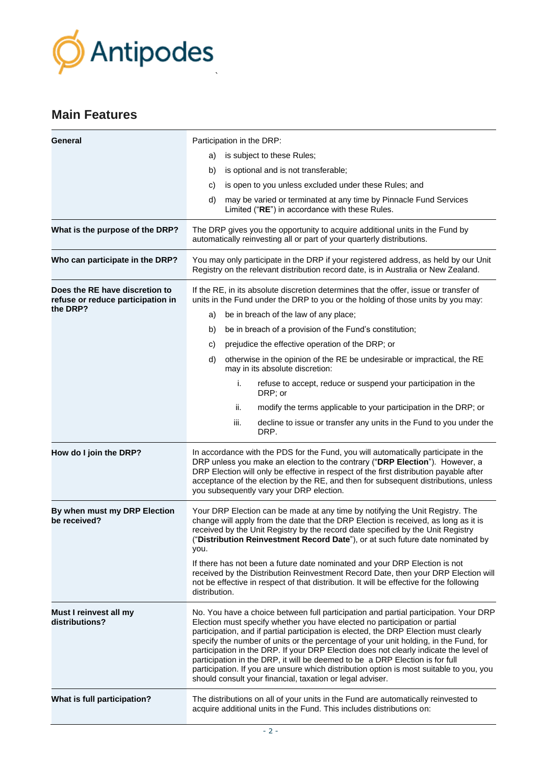## Main Features

| | |
|---|---|
| **General** | Participation in the DRP:<br>a) is subject to these Rules;<br>b) is optional and is not transferable;<br>c) is open to you unless excluded under these Rules; and<br>d) may be varied or terminated at any time by Pinnacle Fund Services Limited ("**RE**") in accordance with these Rules. |
| **What is the purpose of the DRP?** | The DRP gives you the opportunity to acquire additional units in the Fund by automatically reinvesting all or part of your quarterly distributions. |
| **Who can participate in the DRP?** | You may only participate in the DRP if your registered address, as held by our Unit Registry on the relevant distribution record date, is in Australia or New Zealand. |
| **Does the RE have discretion to refuse or reduce participation in the DRP?** | If the RE, in its absolute discretion determines that the offer, issue or transfer of units in the Fund under the DRP to you or the holding of those units by you may:<br>a) be in breach of the law of any place;<br>b) be in breach of a provision of the Fund's constitution;<br>c) prejudice the effective operation of the DRP; or<br>d) otherwise in the opinion of the RE be undesirable or impractical, the RE may in its absolute discretion:<br>i. refuse to accept, reduce or suspend your participation in the DRP; or<br>ii. modify the terms applicable to your participation in the DRP; or<br>iii. decline to issue or transfer any units in the Fund to you under the DRP. |
| **How do I join the DRP?** | In accordance with the PDS for the Fund, you will automatically participate in the DRP unless you make an election to the contrary ("**DRP Election**"). However, a DRP Election will only be effective in respect of the first distribution payable after acceptance of the election by the RE, and then for subsequent distributions, unless you subsequently vary your DRP election. |
| **By when must my DRP Election be received?** | Your DRP Election can be made at any time by notifying the Unit Registry. The change will apply from the date that the DRP Election is received, as long as it is received by the Unit Registry by the record date specified by the Unit Registry ("**Distribution Reinvestment Record Date**"), or at such future date nominated by you.<br><br>If there has not been a future date nominated and your DRP Election is not received by the Distribution Reinvestment Record Date, then your DRP Election will not be effective in respect of that distribution. It will be effective for the following distribution. |
| **Must I reinvest all my distributions?** | No. You have a choice between full participation and partial participation. Your DRP Election must specify whether you have elected no participation or partial participation, and if partial participation is elected, the DRP Election must clearly specify the number of units or the percentage of your unit holding, in the Fund, for participation in the DRP. If your DRP Election does not clearly indicate the level of participation in the DRP, it will be deemed to be a DRP Election is for full participation. If you are unsure which distribution option is most suitable to you, you should consult your financial, taxation or legal adviser. |
| **What is full participation?** | The distributions on all of your units in the Fund are automatically reinvested to acquire additional units in the Fund. This includes distributions on: |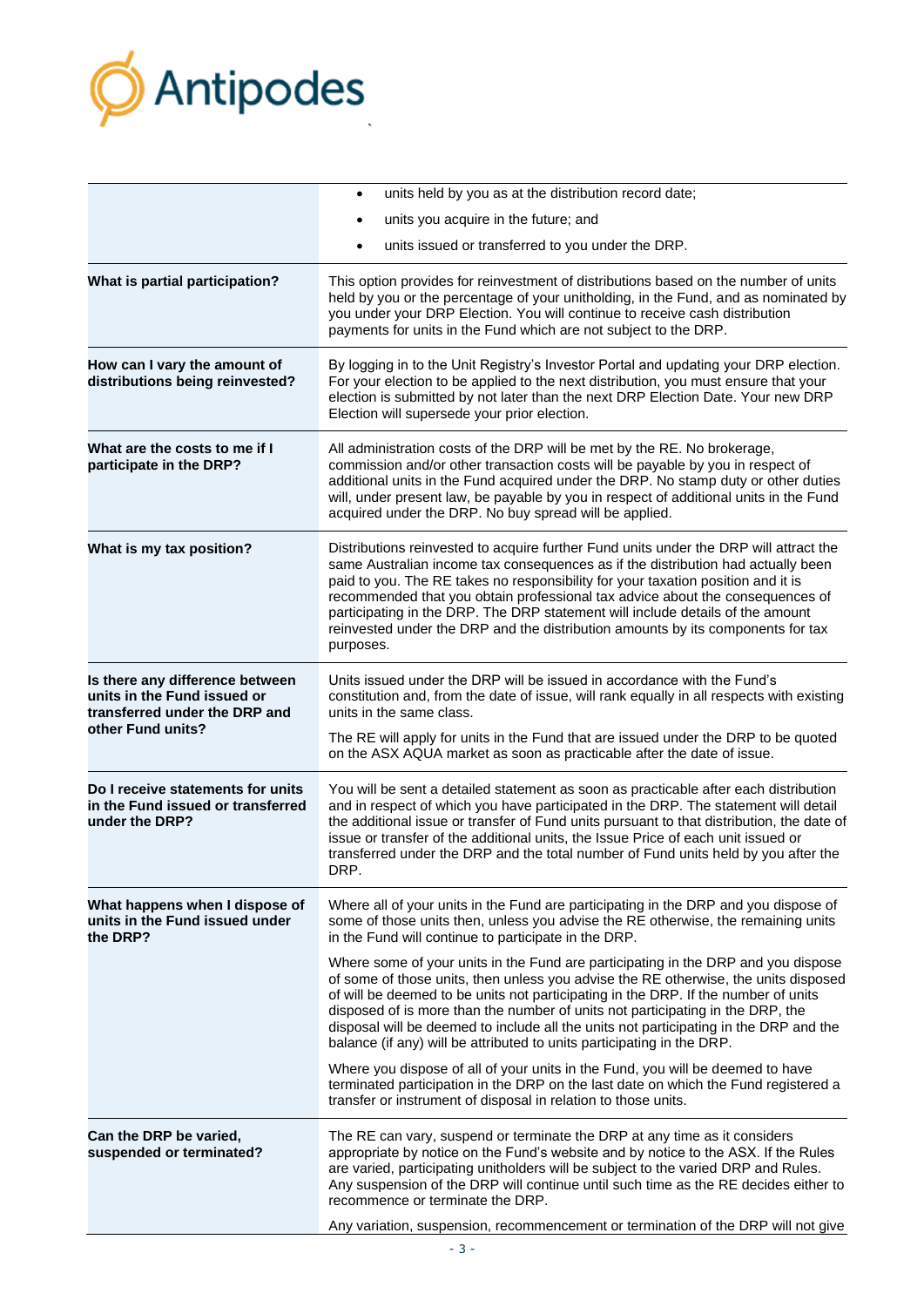| | |
|---|---|
| | • units held by you as at the distribution record date;<br>• units you acquire in the future; and<br>• units issued or transferred to you under the DRP. |
| **What is partial participation?** | This option provides for reinvestment of distributions based on the number of units held by you or the percentage of your unitholding, in the Fund, and as nominated by you under your DRP Election. You will continue to receive cash distribution payments for units in the Fund which are not subject to the DRP. |
| **How can I vary the amount of distributions being reinvested?** | By logging in to the Unit Registry's Investor Portal and updating your DRP election. For your election to be applied to the next distribution, you must ensure that your election is submitted by not later than the next DRP Election Date. Your new DRP Election will supersede your prior election. |
| **What are the costs to me if I participate in the DRP?** | All administration costs of the DRP will be met by the RE. No brokerage, commission and/or other transaction costs will be payable by you in respect of additional units in the Fund acquired under the DRP. No stamp duty or other duties will, under present law, be payable by you in respect of additional units in the Fund acquired under the DRP. No buy spread will be applied. |
| **What is my tax position?** | Distributions reinvested to acquire further Fund units under the DRP will attract the same Australian income tax consequences as if the distribution had actually been paid to you. The RE takes no responsibility for your taxation position and it is recommended that you obtain professional tax advice about the consequences of participating in the DRP. The DRP statement will include details of the amount reinvested under the DRP and the distribution amounts by its components for tax purposes. |
| **Is there any difference between units in the Fund issued or transferred under the DRP and other Fund units?** | Units issued under the DRP will be issued in accordance with the Fund's constitution and, from the date of issue, will rank equally in all respects with existing units in the same class.<br><br>The RE will apply for units in the Fund that are issued under the DRP to be quoted on the ASX AQUA market as soon as practicable after the date of issue. |
| **Do I receive statements for units in the Fund issued or transferred under the DRP?** | You will be sent a detailed statement as soon as practicable after each distribution and in respect of which you have participated in the DRP. The statement will detail the additional issue or transfer of Fund units pursuant to that distribution, the date of issue or transfer of the additional units, the Issue Price of each unit issued or transferred under the DRP and the total number of Fund units held by you after the DRP. |
| **What happens when I dispose of units in the Fund issued under the DRP?** | Where all of your units in the Fund are participating in the DRP and you dispose of some of those units then, unless you advise the RE otherwise, the remaining units in the Fund will continue to participate in the DRP.<br><br>Where some of your units in the Fund are participating in the DRP and you dispose of some of those units, then unless you advise the RE otherwise, the units disposed of will be deemed to be units not participating in the DRP. If the number of units disposed of is more than the number of units not participating in the DRP, the disposal will be deemed to include all the units not participating in the DRP and the balance (if any) will be attributed to units participating in the DRP.<br><br>Where you dispose of all of your units in the Fund, you will be deemed to have terminated participation in the DRP on the last date on which the Fund registered a transfer or instrument of disposal in relation to those units. |
| **Can the DRP be varied, suspended or terminated?** | The RE can vary, suspend or terminate the DRP at any time as it considers appropriate by notice on the Fund's website and by notice to the ASX. If the Rules are varied, participating unitholders will be subject to the varied DRP and Rules. Any suspension of the DRP will continue until such time as the RE decides either to recommence or terminate the DRP.<br><br>Any variation, suspension, recommencement or termination of the DRP will not give |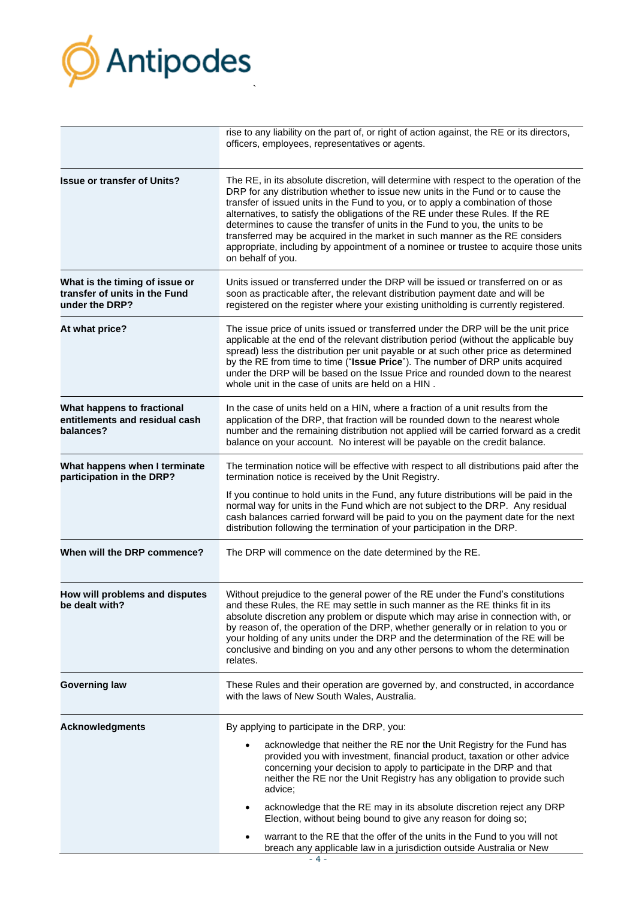| | |
|---|---|
| | rise to any liability on the part of, or right of action against, the RE or its directors, officers, employees, representatives or agents. |
| **Issue or transfer of Units?** | The RE, in its absolute discretion, will determine with respect to the operation of the DRP for any distribution whether to issue new units in the Fund or to cause the transfer of issued units in the Fund to you, or to apply a combination of those alternatives, to satisfy the obligations of the RE under these Rules. If the RE determines to cause the transfer of units in the Fund to you, the units to be transferred may be acquired in the market in such manner as the RE considers appropriate, including by appointment of a nominee or trustee to acquire those units on behalf of you. |
| **What is the timing of issue or transfer of units in the Fund under the DRP?** | Units issued or transferred under the DRP will be issued or transferred on or as soon as practicable after, the relevant distribution payment date and will be registered on the register where your existing unitholding is currently registered. |
| **At what price?** | The issue price of units issued or transferred under the DRP will be the unit price applicable at the end of the relevant distribution period (without the applicable buy spread) less the distribution per unit payable or at such other price as determined by the RE from time to time ("**Issue Price**"). The number of DRP units acquired under the DRP will be based on the Issue Price and rounded down to the nearest whole unit in the case of units are held on a HIN . |
| **What happens to fractional entitlements and residual cash balances?** | In the case of units held on a HIN, where a fraction of a unit results from the application of the DRP, that fraction will be rounded down to the nearest whole number and the remaining distribution not applied will be carried forward as a credit balance on your account. No interest will be payable on the credit balance. |
| **What happens when I terminate participation in the DRP?** | The termination notice will be effective with respect to all distributions paid after the termination notice is received by the Unit Registry.<br><br>If you continue to hold units in the Fund, any future distributions will be paid in the normal way for units in the Fund which are not subject to the DRP. Any residual cash balances carried forward will be paid to you on the payment date for the next distribution following the termination of your participation in the DRP. |
| **When will the DRP commence?** | The DRP will commence on the date determined by the RE. |
| **How will problems and disputes be dealt with?** | Without prejudice to the general power of the RE under the Fund's constitutions and these Rules, the RE may settle in such manner as the RE thinks fit in its absolute discretion any problem or dispute which may arise in connection with, or by reason of, the operation of the DRP, whether generally or in relation to you or your holding of any units under the DRP and the determination of the RE will be conclusive and binding on you and any other persons to whom the determination relates. |
| **Governing law** | These Rules and their operation are governed by, and constructed, in accordance with the laws of New South Wales, Australia. |
| **Acknowledgments** | By applying to participate in the DRP, you:<br><br>• acknowledge that neither the RE nor the Unit Registry for the Fund has provided you with investment, financial product, taxation or other advice concerning your decision to apply to participate in the DRP and that neither the RE nor the Unit Registry has any obligation to provide such advice;<br><br>• acknowledge that the RE may in its absolute discretion reject any DRP Election, without being bound to give any reason for doing so;<br><br>• warrant to the RE that the offer of the units in the Fund to you will not breach any applicable law in a jurisdiction outside Australia or New |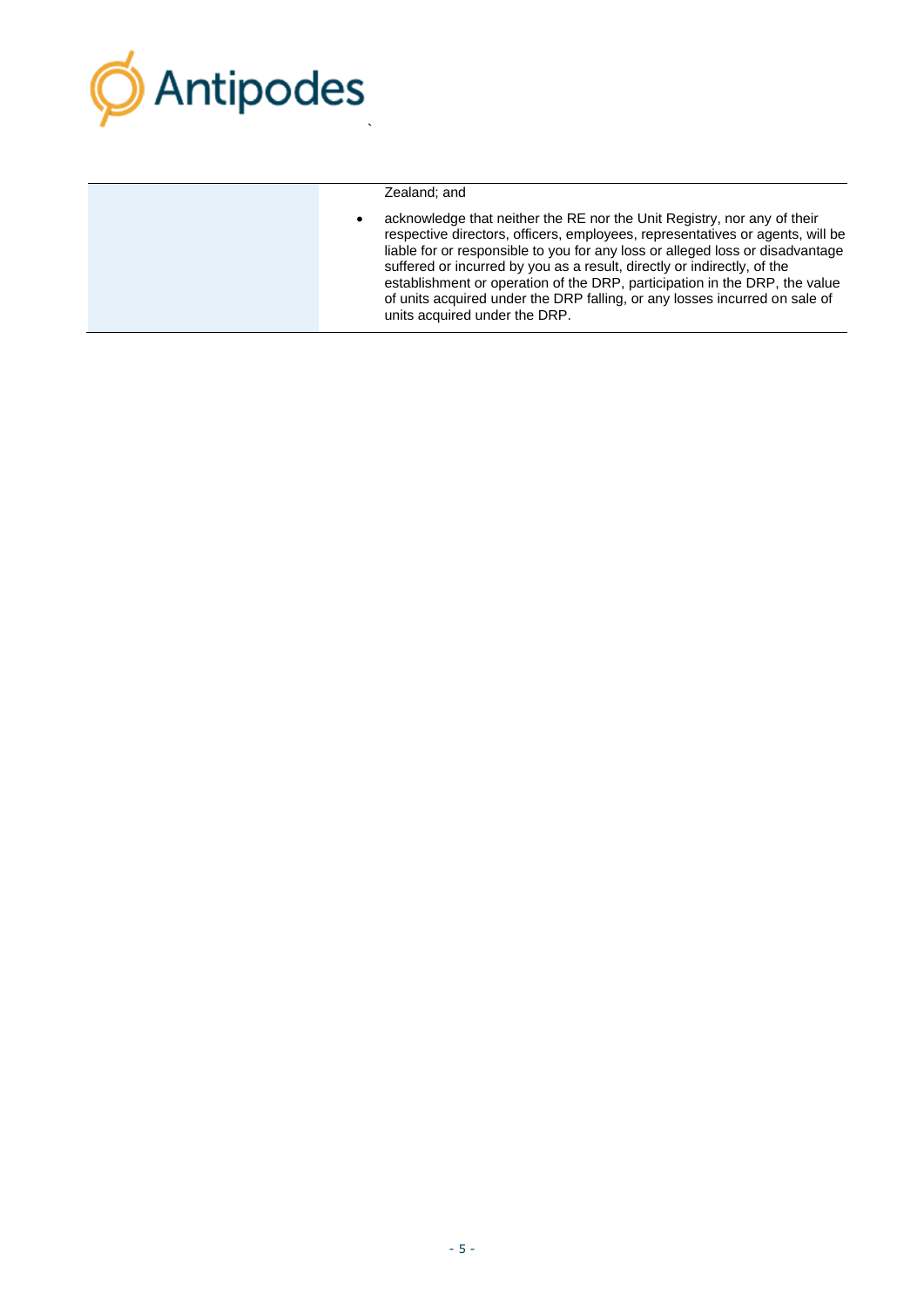| | |
|---|---|
| | Zealand; and<br><br>• acknowledge that neither the RE nor the Unit Registry, nor any of their respective directors, officers, employees, representatives or agents, will be liable for or responsible to you for any loss or alleged loss or disadvantage suffered or incurred by you as a result, directly or indirectly, of the establishment or operation of the DRP, participation in the DRP, the value of units acquired under the DRP falling, or any losses incurred on sale of units acquired under the DRP. |